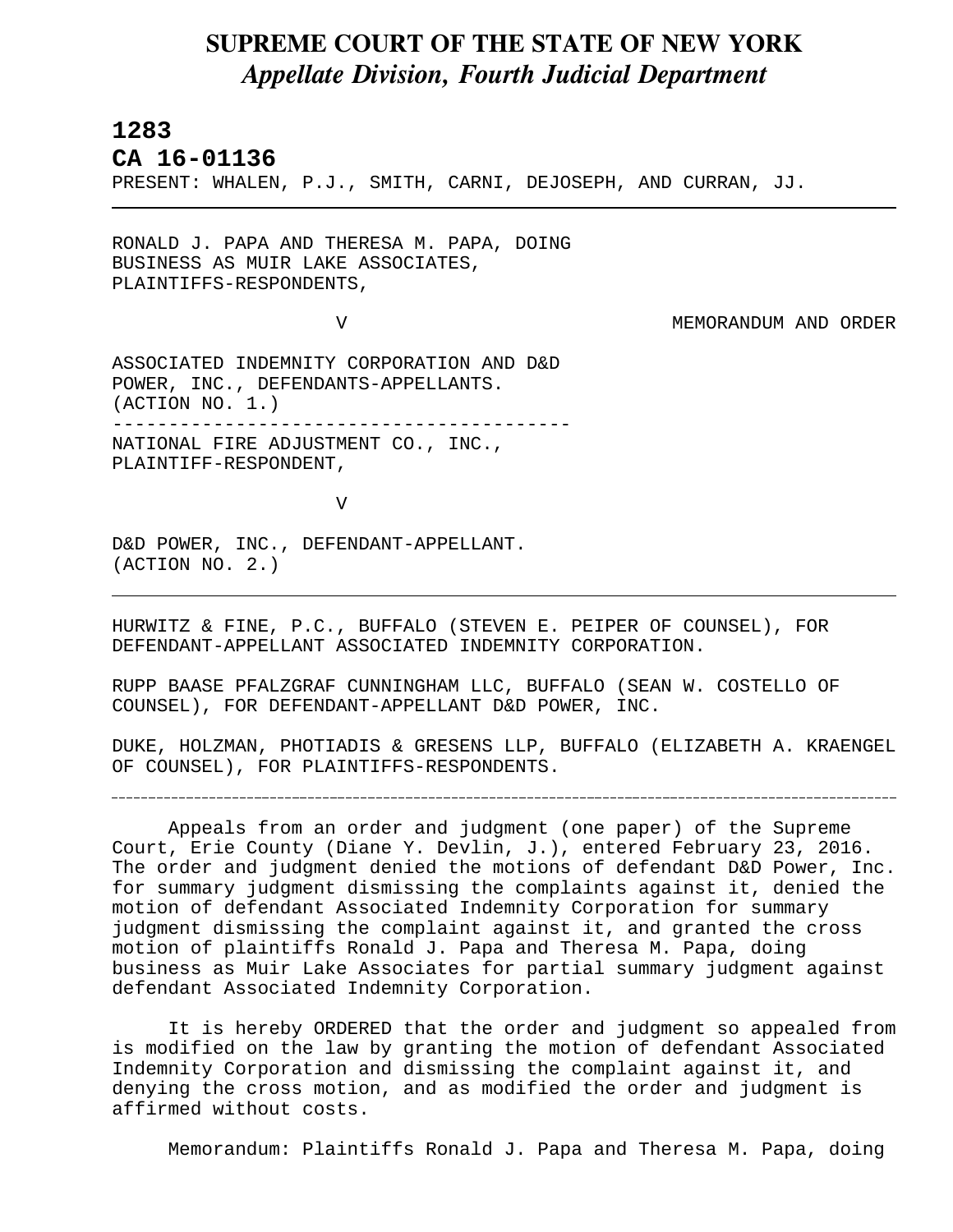# SUPREME COURT OF THE STATE OF NEW YORK
## *Appellate Division, Fourth Judicial Department*

**1283**

**CA 16-01136**

PRESENT: WHALEN, P.J., SMITH, CARNI, DEJOSEPH, AND CURRAN, JJ.

---

RONALD J. PAPA AND THERESA M. PAPA, DOING BUSINESS AS MUIR LAKE ASSOCIATES, PLAINTIFFS-RESPONDENTS,

V  MEMORANDUM AND ORDER

ASSOCIATED INDEMNITY CORPORATION AND D&D POWER, INC., DEFENDANTS-APPELLANTS. (ACTION NO. 1.)

-----------------------------------------

NATIONAL FIRE ADJUSTMENT CO., INC., PLAINTIFF-RESPONDENT,

V

D&D POWER, INC., DEFENDANT-APPELLANT. (ACTION NO. 2.)

---

HURWITZ & FINE, P.C., BUFFALO (STEVEN E. PEIPER OF COUNSEL), FOR DEFENDANT-APPELLANT ASSOCIATED INDEMNITY CORPORATION.

RUPP BAASE PFALZGRAF CUNNINGHAM LLC, BUFFALO (SEAN W. COSTELLO OF COUNSEL), FOR DEFENDANT-APPELLANT D&D POWER, INC.

DUKE, HOLZMAN, PHOTIADIS & GRESENS LLP, BUFFALO (ELIZABETH A. KRAENGEL OF COUNSEL), FOR PLAINTIFFS-RESPONDENTS.

---

Appeals from an order and judgment (one paper) of the Supreme Court, Erie County (Diane Y. Devlin, J.), entered February 23, 2016. The order and judgment denied the motions of defendant D&D Power, Inc. for summary judgment dismissing the complaints against it, denied the motion of defendant Associated Indemnity Corporation for summary judgment dismissing the complaint against it, and granted the cross motion of plaintiffs Ronald J. Papa and Theresa M. Papa, doing business as Muir Lake Associates for partial summary judgment against defendant Associated Indemnity Corporation.

It is hereby ORDERED that the order and judgment so appealed from is modified on the law by granting the motion of defendant Associated Indemnity Corporation and dismissing the complaint against it, and denying the cross motion, and as modified the order and judgment is affirmed without costs.

Memorandum: Plaintiffs Ronald J. Papa and Theresa M. Papa, doing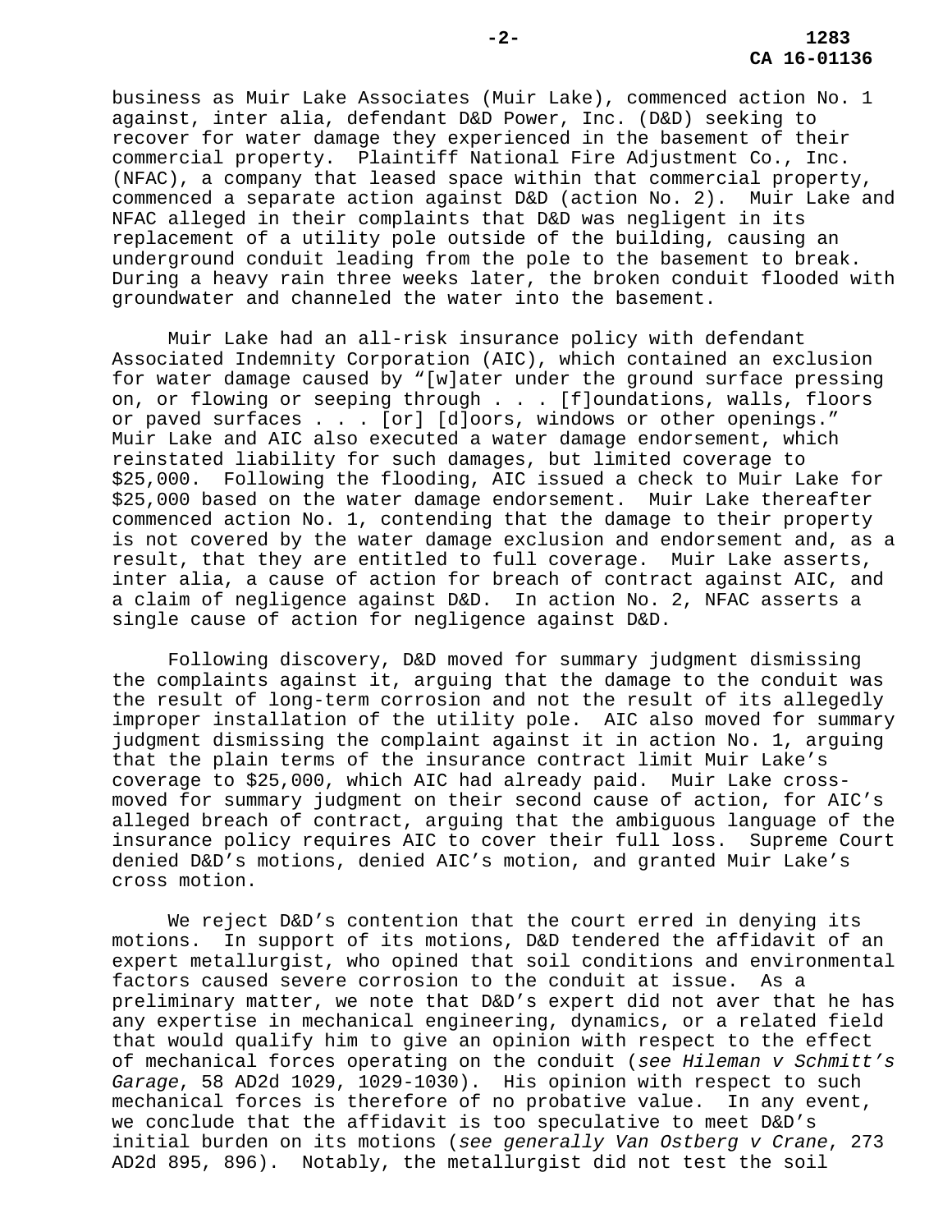business as Muir Lake Associates (Muir Lake), commenced action No. 1 against, inter alia, defendant D&D Power, Inc. (D&D) seeking to recover for water damage they experienced in the basement of their commercial property. Plaintiff National Fire Adjustment Co., Inc. (NFAC), a company that leased space within that commercial property, commenced a separate action against D&D (action No. 2). Muir Lake and NFAC alleged in their complaints that D&D was negligent in its replacement of a utility pole outside of the building, causing an underground conduit leading from the pole to the basement to break. During a heavy rain three weeks later, the broken conduit flooded with groundwater and channeled the water into the basement.

Muir Lake had an all-risk insurance policy with defendant Associated Indemnity Corporation (AIC), which contained an exclusion for water damage caused by "[w]ater under the ground surface pressing on, or flowing or seeping through . . . [f]oundations, walls, floors or paved surfaces . . . [or] [d]oors, windows or other openings." Muir Lake and AIC also executed a water damage endorsement, which reinstated liability for such damages, but limited coverage to $25,000. Following the flooding, AIC issued a check to Muir Lake for $25,000 based on the water damage endorsement. Muir Lake thereafter commenced action No. 1, contending that the damage to their property is not covered by the water damage exclusion and endorsement and, as a result, that they are entitled to full coverage. Muir Lake asserts, inter alia, a cause of action for breach of contract against AIC, and a claim of negligence against D&D. In action No. 2, NFAC asserts a single cause of action for negligence against D&D.

Following discovery, D&D moved for summary judgment dismissing the complaints against it, arguing that the damage to the conduit was the result of long-term corrosion and not the result of its allegedly improper installation of the utility pole. AIC also moved for summary judgment dismissing the complaint against it in action No. 1, arguing that the plain terms of the insurance contract limit Muir Lake's coverage to $25,000, which AIC had already paid. Muir Lake cross-moved for summary judgment on their second cause of action, for AIC's alleged breach of contract, arguing that the ambiguous language of the insurance policy requires AIC to cover their full loss. Supreme Court denied D&D's motions, denied AIC's motion, and granted Muir Lake's cross motion.

We reject D&D's contention that the court erred in denying its motions. In support of its motions, D&D tendered the affidavit of an expert metallurgist, who opined that soil conditions and environmental factors caused severe corrosion to the conduit at issue. As a preliminary matter, we note that D&D's expert did not aver that he has any expertise in mechanical engineering, dynamics, or a related field that would qualify him to give an opinion with respect to the effect of mechanical forces operating on the conduit (*see Hileman v Schmitt's Garage*, 58 AD2d 1029, 1029-1030). His opinion with respect to such mechanical forces is therefore of no probative value. In any event, we conclude that the affidavit is too speculative to meet D&D's initial burden on its motions (*see generally Van Ostberg v Crane*, 273 AD2d 895, 896). Notably, the metallurgist did not test the soil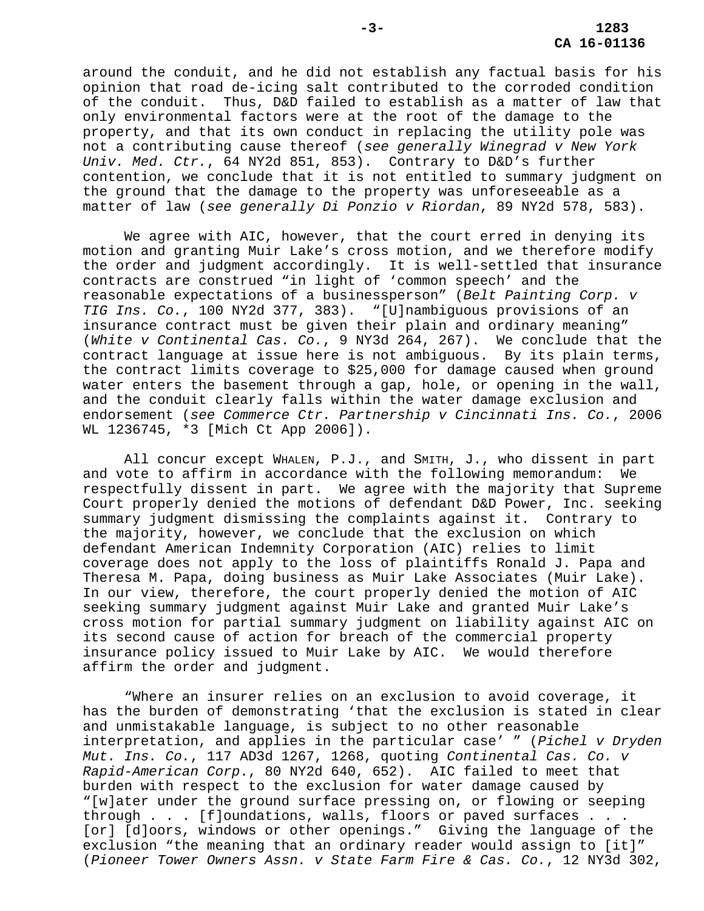around the conduit, and he did not establish any factual basis for his opinion that road de-icing salt contributed to the corroded condition of the conduit. Thus, D&D failed to establish as a matter of law that only environmental factors were at the root of the damage to the property, and that its own conduct in replacing the utility pole was not a contributing cause thereof (*see generally Winegrad v New York Univ. Med. Ctr.*, 64 NY2d 851, 853). Contrary to D&D's further contention, we conclude that it is not entitled to summary judgment on the ground that the damage to the property was unforeseeable as a matter of law (*see generally Di Ponzio v Riordan*, 89 NY2d 578, 583).

We agree with AIC, however, that the court erred in denying its motion and granting Muir Lake's cross motion, and we therefore modify the order and judgment accordingly. It is well-settled that insurance contracts are construed "in light of 'common speech' and the reasonable expectations of a businessperson" (*Belt Painting Corp. v TIG Ins. Co.*, 100 NY2d 377, 383). "[U]nambiguous provisions of an insurance contract must be given their plain and ordinary meaning" (*White v Continental Cas. Co.*, 9 NY3d 264, 267). We conclude that the contract language at issue here is not ambiguous. By its plain terms, the contract limits coverage to $25,000 for damage caused when ground water enters the basement through a gap, hole, or opening in the wall, and the conduit clearly falls within the water damage exclusion and endorsement (*see Commerce Ctr. Partnership v Cincinnati Ins. Co.*, 2006 WL 1236745, *3 [Mich Ct App 2006]).

All concur except WHALEN, P.J., and SMITH, J., who dissent in part and vote to affirm in accordance with the following memorandum: We respectfully dissent in part. We agree with the majority that Supreme Court properly denied the motions of defendant D&D Power, Inc. seeking summary judgment dismissing the complaints against it. Contrary to the majority, however, we conclude that the exclusion on which defendant American Indemnity Corporation (AIC) relies to limit coverage does not apply to the loss of plaintiffs Ronald J. Papa and Theresa M. Papa, doing business as Muir Lake Associates (Muir Lake). In our view, therefore, the court properly denied the motion of AIC seeking summary judgment against Muir Lake and granted Muir Lake's cross motion for partial summary judgment on liability against AIC on its second cause of action for breach of the commercial property insurance policy issued to Muir Lake by AIC. We would therefore affirm the order and judgment.

"Where an insurer relies on an exclusion to avoid coverage, it has the burden of demonstrating 'that the exclusion is stated in clear and unmistakable language, is subject to no other reasonable interpretation, and applies in the particular case' " (*Pichel v Dryden Mut. Ins. Co.*, 117 AD3d 1267, 1268, quoting *Continental Cas. Co. v Rapid-American Corp.*, 80 NY2d 640, 652). AIC failed to meet that burden with respect to the exclusion for water damage caused by "[w]ater under the ground surface pressing on, or flowing or seeping through . . . [f]oundations, walls, floors or paved surfaces . . . [or] [d]oors, windows or other openings." Giving the language of the exclusion "the meaning that an ordinary reader would assign to [it]" (*Pioneer Tower Owners Assn. v State Farm Fire & Cas. Co.*, 12 NY3d 302,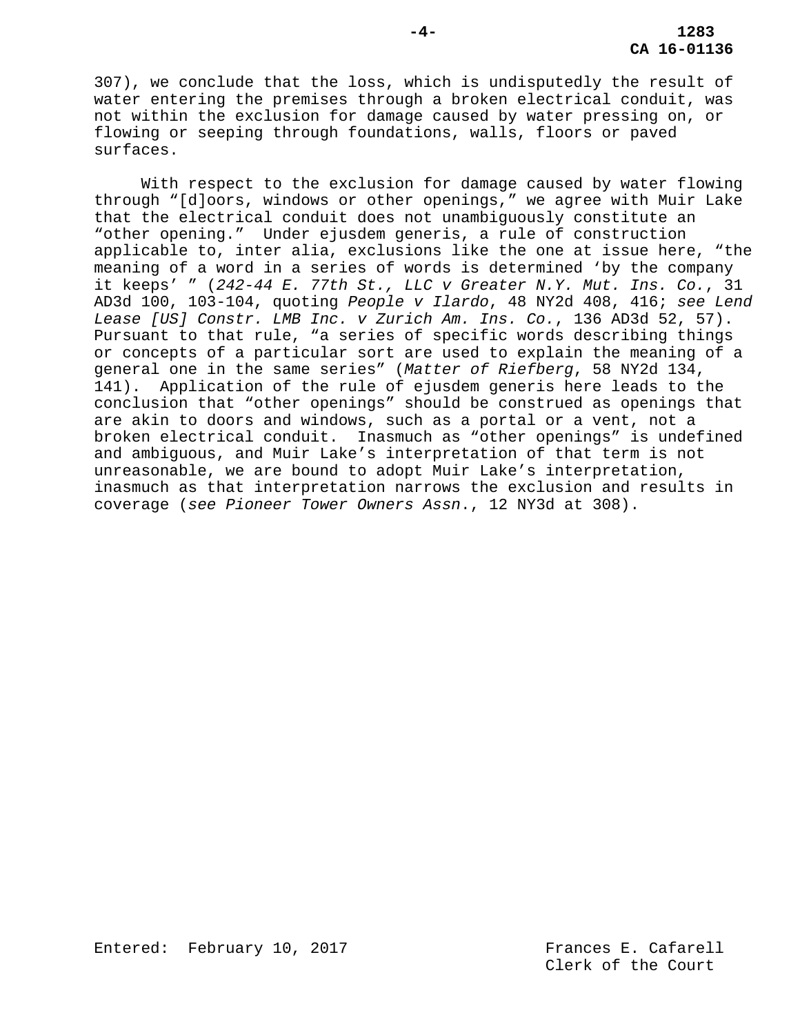307), we conclude that the loss, which is undisputedly the result of water entering the premises through a broken electrical conduit, was not within the exclusion for damage caused by water pressing on, or flowing or seeping through foundations, walls, floors or paved surfaces.

With respect to the exclusion for damage caused by water flowing through "[d]oors, windows or other openings," we agree with Muir Lake that the electrical conduit does not unambiguously constitute an "other opening." Under ejusdem generis, a rule of construction applicable to, inter alia, exclusions like the one at issue here, "the meaning of a word in a series of words is determined 'by the company it keeps' " (*242-44 E. 77th St., LLC v Greater N.Y. Mut. Ins. Co.*, 31 AD3d 100, 103-104, quoting *People v Ilardo*, 48 NY2d 408, 416; *see Lend Lease [US] Constr. LMB Inc. v Zurich Am. Ins. Co.*, 136 AD3d 52, 57). Pursuant to that rule, "a series of specific words describing things or concepts of a particular sort are used to explain the meaning of a general one in the same series" (*Matter of Riefberg*, 58 NY2d 134, 141). Application of the rule of ejusdem generis here leads to the conclusion that "other openings" should be construed as openings that are akin to doors and windows, such as a portal or a vent, not a broken electrical conduit. Inasmuch as "other openings" is undefined and ambiguous, and Muir Lake's interpretation of that term is not unreasonable, we are bound to adopt Muir Lake's interpretation, inasmuch as that interpretation narrows the exclusion and results in coverage (*see Pioneer Tower Owners Assn*., 12 NY3d at 308).

Entered: February 10, 2017

Frances E. Cafarell
Clerk of the Court